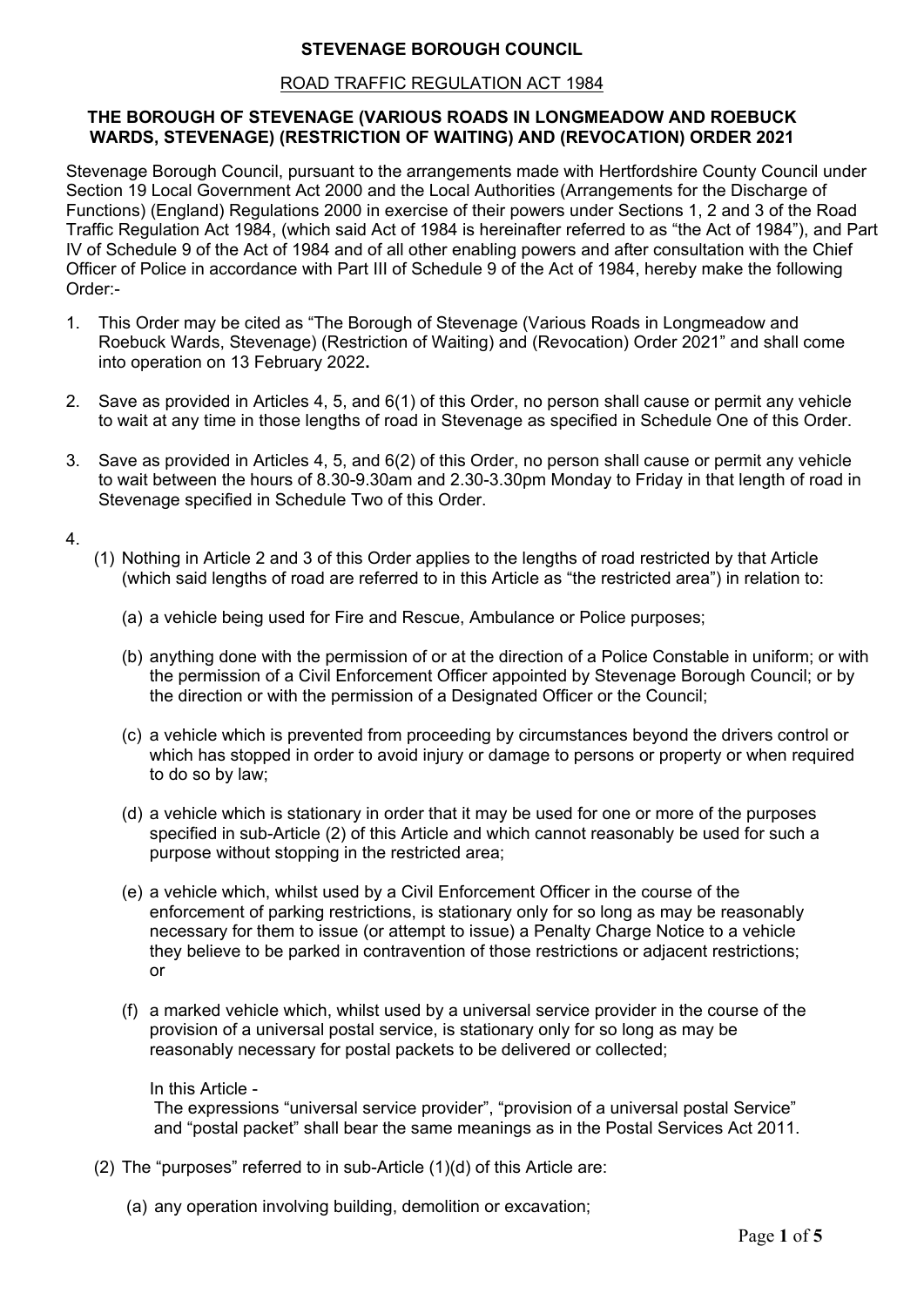**STEVENAGE BOROUGH COUNCIL**

ROAD TRAFFIC REGULATION ACT 1984

**THE BOROUGH OF STEVENAGE (VARIOUS ROADS IN LONGMEADOW AND ROEBUCK WARDS, STEVENAGE) (RESTRICTION OF WAITING) AND (REVOCATION) ORDER 2021**

Stevenage Borough Council, pursuant to the arrangements made with Hertfordshire County Council under Section 19 Local Government Act 2000 and the Local Authorities (Arrangements for the Discharge of Functions) (England) Regulations 2000 in exercise of their powers under Sections 1, 2 and 3 of the Road Traffic Regulation Act 1984, (which said Act of 1984 is hereinafter referred to as "the Act of 1984"), and Part IV of Schedule 9 of the Act of 1984 and of all other enabling powers and after consultation with the Chief Officer of Police in accordance with Part III of Schedule 9 of the Act of 1984, hereby make the following Order:-

1. This Order may be cited as "The Borough of Stevenage (Various Roads in Longmeadow and Roebuck Wards, Stevenage) (Restriction of Waiting) and (Revocation) Order 2021" and shall come into operation on 13 February 2022**.**

2. Save as provided in Articles 4, 5, and 6(1) of this Order, no person shall cause or permit any vehicle to wait at any time in those lengths of road in Stevenage as specified in Schedule One of this Order.

3. Save as provided in Articles 4, 5, and 6(2) of this Order, no person shall cause or permit any vehicle to wait between the hours of 8.30-9.30am and 2.30-3.30pm Monday to Friday in that length of road in Stevenage specified in Schedule Two of this Order.

4.
   (1) Nothing in Article 2 and 3 of this Order applies to the lengths of road restricted by that Article (which said lengths of road are referred to in this Article as "the restricted area") in relation to:

      (a) a vehicle being used for Fire and Rescue, Ambulance or Police purposes;

      (b) anything done with the permission of or at the direction of a Police Constable in uniform; or with the permission of a Civil Enforcement Officer appointed by Stevenage Borough Council; or by the direction or with the permission of a Designated Officer or the Council;

      (c) a vehicle which is prevented from proceeding by circumstances beyond the drivers control or which has stopped in order to avoid injury or damage to persons or property or when required to do so by law;

      (d) a vehicle which is stationary in order that it may be used for one or more of the purposes specified in sub-Article (2) of this Article and which cannot reasonably be used for such a purpose without stopping in the restricted area;

      (e) a vehicle which, whilst used by a Civil Enforcement Officer in the course of the enforcement of parking restrictions, is stationary only for so long as may be reasonably necessary for them to issue (or attempt to issue) a Penalty Charge Notice to a vehicle they believe to be parked in contravention of those restrictions or adjacent restrictions; or

      (f) a marked vehicle which, whilst used by a universal service provider in the course of the provision of a universal postal service, is stationary only for so long as may be reasonably necessary for postal packets to be delivered or collected;

      In this Article -
      The expressions "universal service provider", "provision of a universal postal Service" and "postal packet" shall bear the same meanings as in the Postal Services Act 2011.

   (2) The "purposes" referred to in sub-Article (1)(d) of this Article are:

      (a) any operation involving building, demolition or excavation;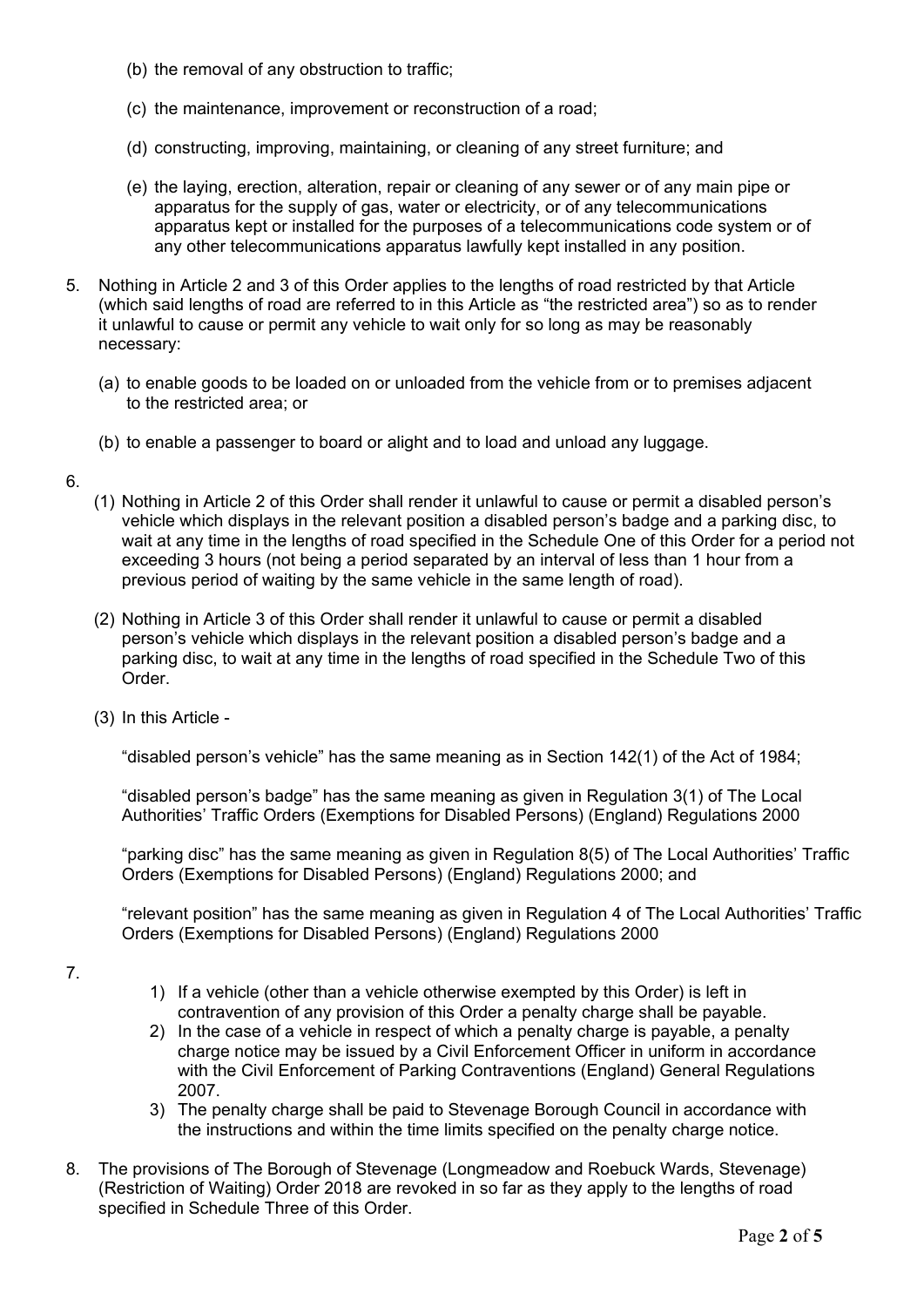(b) the removal of any obstruction to traffic;

(c) the maintenance, improvement or reconstruction of a road;

(d) constructing, improving, maintaining, or cleaning of any street furniture; and

(e) the laying, erection, alteration, repair or cleaning of any sewer or of any main pipe or apparatus for the supply of gas, water or electricity, or of any telecommunications apparatus kept or installed for the purposes of a telecommunications code system or of any other telecommunications apparatus lawfully kept installed in any position.

5. Nothing in Article 2 and 3 of this Order applies to the lengths of road restricted by that Article (which said lengths of road are referred to in this Article as "the restricted area") so as to render it unlawful to cause or permit any vehicle to wait only for so long as may be reasonably necessary:

   (a) to enable goods to be loaded on or unloaded from the vehicle from or to premises adjacent to the restricted area; or

   (b) to enable a passenger to board or alight and to load and unload any luggage.

6.

   (1) Nothing in Article 2 of this Order shall render it unlawful to cause or permit a disabled person's vehicle which displays in the relevant position a disabled person's badge and a parking disc, to wait at any time in the lengths of road specified in the Schedule One of this Order for a period not exceeding 3 hours (not being a period separated by an interval of less than 1 hour from a previous period of waiting by the same vehicle in the same length of road).

   (2) Nothing in Article 3 of this Order shall render it unlawful to cause or permit a disabled person's vehicle which displays in the relevant position a disabled person's badge and a parking disc, to wait at any time in the lengths of road specified in the Schedule Two of this Order.

   (3) In this Article -

   "disabled person's vehicle" has the same meaning as in Section 142(1) of the Act of 1984;

   "disabled person's badge" has the same meaning as given in Regulation 3(1) of The Local Authorities' Traffic Orders (Exemptions for Disabled Persons) (England) Regulations 2000

   "parking disc" has the same meaning as given in Regulation 8(5) of The Local Authorities' Traffic Orders (Exemptions for Disabled Persons) (England) Regulations 2000; and

   "relevant position" has the same meaning as given in Regulation 4 of The Local Authorities' Traffic Orders (Exemptions for Disabled Persons) (England) Regulations 2000

7.

   1) If a vehicle (other than a vehicle otherwise exempted by this Order) is left in contravention of any provision of this Order a penalty charge shall be payable.
   2) In the case of a vehicle in respect of which a penalty charge is payable, a penalty charge notice may be issued by a Civil Enforcement Officer in uniform in accordance with the Civil Enforcement of Parking Contraventions (England) General Regulations 2007.
   3) The penalty charge shall be paid to Stevenage Borough Council in accordance with the instructions and within the time limits specified on the penalty charge notice.

8. The provisions of The Borough of Stevenage (Longmeadow and Roebuck Wards, Stevenage) (Restriction of Waiting) Order 2018 are revoked in so far as they apply to the lengths of road specified in Schedule Three of this Order.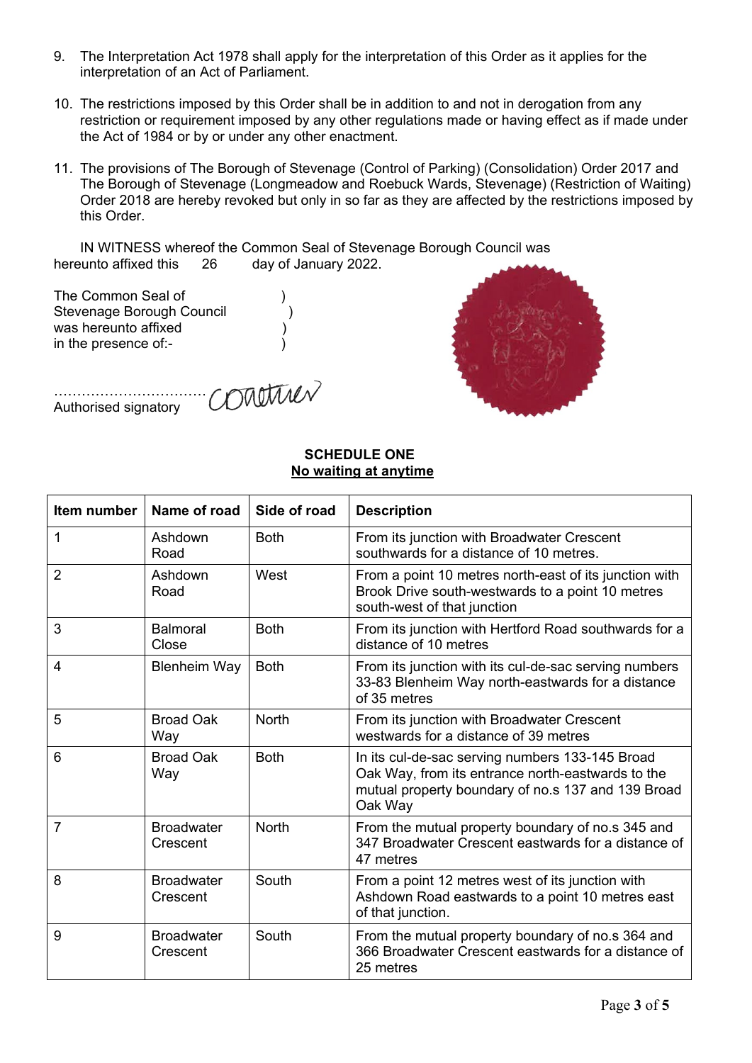9. The Interpretation Act 1978 shall apply for the interpretation of this Order as it applies for the interpretation of an Act of Parliament.

10. The restrictions imposed by this Order shall be in addition to and not in derogation from any restriction or requirement imposed by any other regulations made or having effect as if made under the Act of 1984 or by or under any other enactment.

11. The provisions of The Borough of Stevenage (Control of Parking) (Consolidation) Order 2017 and The Borough of Stevenage (Longmeadow and Roebuck Wards, Stevenage) (Restriction of Waiting) Order 2018 are hereby revoked but only in so far as they are affected by the restrictions imposed by this Order.

IN WITNESS whereof the Common Seal of Stevenage Borough Council was hereunto affixed this 26 day of January 2022.

The Common Seal of )
Stevenage Borough Council )
was hereunto affixed )
in the presence of:- )

…………………………… 
Authorised signatory

## SCHEDULE ONE

**No waiting at anytime**

| Item number | Name of road | Side of road | Description |
|---|---|---|---|
| 1 | Ashdown Road | Both | From its junction with Broadwater Crescent southwards for a distance of 10 metres. |
| 2 | Ashdown Road | West | From a point 10 metres north-east of its junction with Brook Drive south-westwards to a point 10 metres south-west of that junction |
| 3 | Balmoral Close | Both | From its junction with Hertford Road southwards for a distance of 10 metres |
| 4 | Blenheim Way | Both | From its junction with its cul-de-sac serving numbers 33-83 Blenheim Way north-eastwards for a distance of 35 metres |
| 5 | Broad Oak Way | North | From its junction with Broadwater Crescent westwards for a distance of 39 metres |
| 6 | Broad Oak Way | Both | In its cul-de-sac serving numbers 133-145 Broad Oak Way, from its entrance north-eastwards to the mutual property boundary of no.s 137 and 139 Broad Oak Way |
| 7 | Broadwater Crescent | North | From the mutual property boundary of no.s 345 and 347 Broadwater Crescent eastwards for a distance of 47 metres |
| 8 | Broadwater Crescent | South | From a point 12 metres west of its junction with Ashdown Road eastwards to a point 10 metres east of that junction. |
| 9 | Broadwater Crescent | South | From the mutual property boundary of no.s 364 and 366 Broadwater Crescent eastwards for a distance of 25 metres |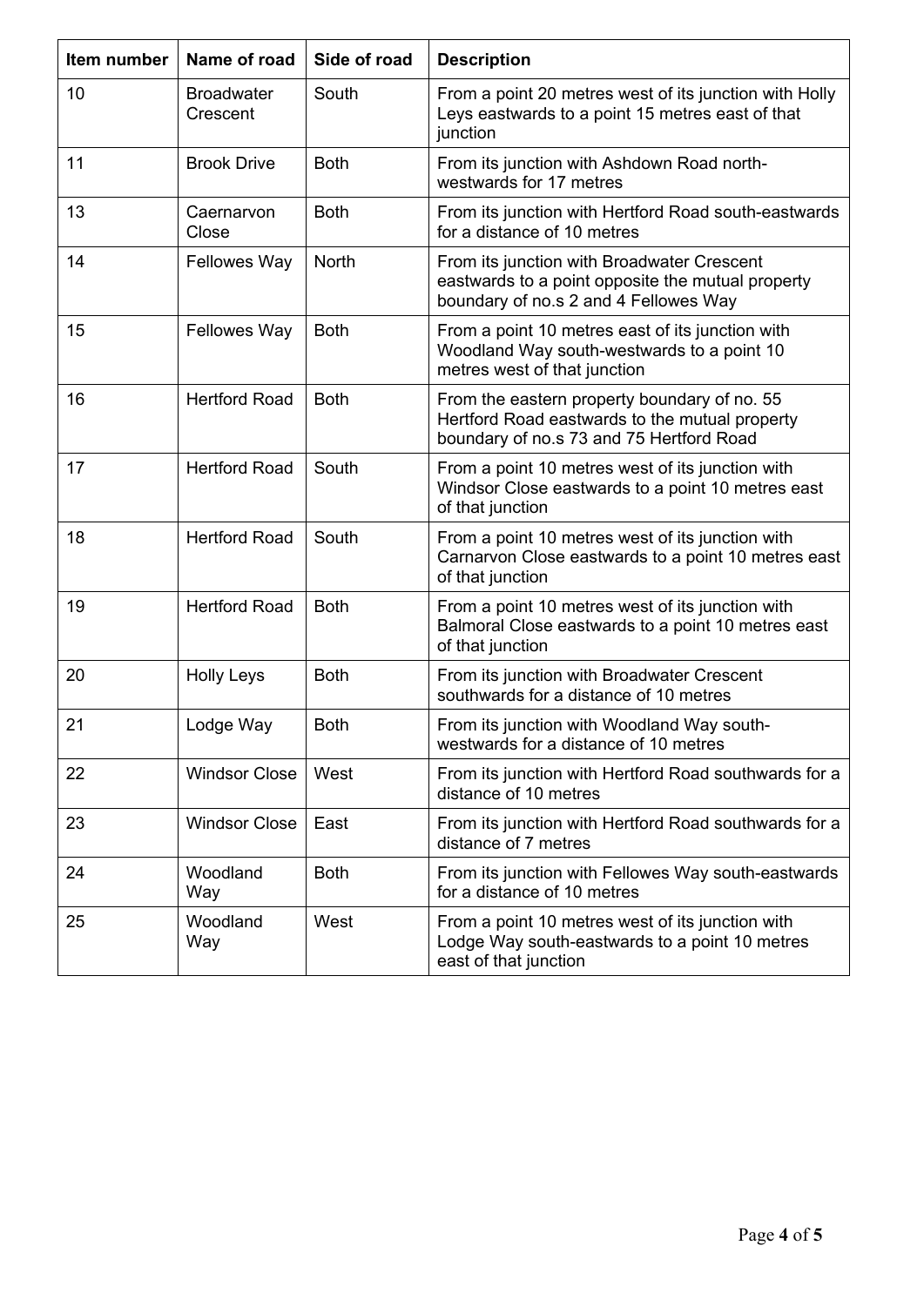| Item number | Name of road | Side of road | Description |
|---|---|---|---|
| 10 | Broadwater Crescent | South | From a point 20 metres west of its junction with Holly Leys eastwards to a point 15 metres east of that junction |
| 11 | Brook Drive | Both | From its junction with Ashdown Road north-westwards for 17 metres |
| 13 | Caernarvon Close | Both | From its junction with Hertford Road south-eastwards for a distance of 10 metres |
| 14 | Fellowes Way | North | From its junction with Broadwater Crescent eastwards to a point opposite the mutual property boundary of no.s 2 and 4 Fellowes Way |
| 15 | Fellowes Way | Both | From a point 10 metres east of its junction with Woodland Way south-westwards to a point 10 metres west of that junction |
| 16 | Hertford Road | Both | From the eastern property boundary of no. 55 Hertford Road eastwards to the mutual property boundary of no.s 73 and 75 Hertford Road |
| 17 | Hertford Road | South | From a point 10 metres west of its junction with Windsor Close eastwards to a point 10 metres east of that junction |
| 18 | Hertford Road | South | From a point 10 metres west of its junction with Carnarvon Close eastwards to a point 10 metres east of that junction |
| 19 | Hertford Road | Both | From a point 10 metres west of its junction with Balmoral Close eastwards to a point 10 metres east of that junction |
| 20 | Holly Leys | Both | From its junction with Broadwater Crescent southwards for a distance of 10 metres |
| 21 | Lodge Way | Both | From its junction with Woodland Way south-westwards for a distance of 10 metres |
| 22 | Windsor Close | West | From its junction with Hertford Road southwards for a distance of 10 metres |
| 23 | Windsor Close | East | From its junction with Hertford Road southwards for a distance of 7 metres |
| 24 | Woodland Way | Both | From its junction with Fellowes Way south-eastwards for a distance of 10 metres |
| 25 | Woodland Way | West | From a point 10 metres west of its junction with Lodge Way south-eastwards to a point 10 metres east of that junction |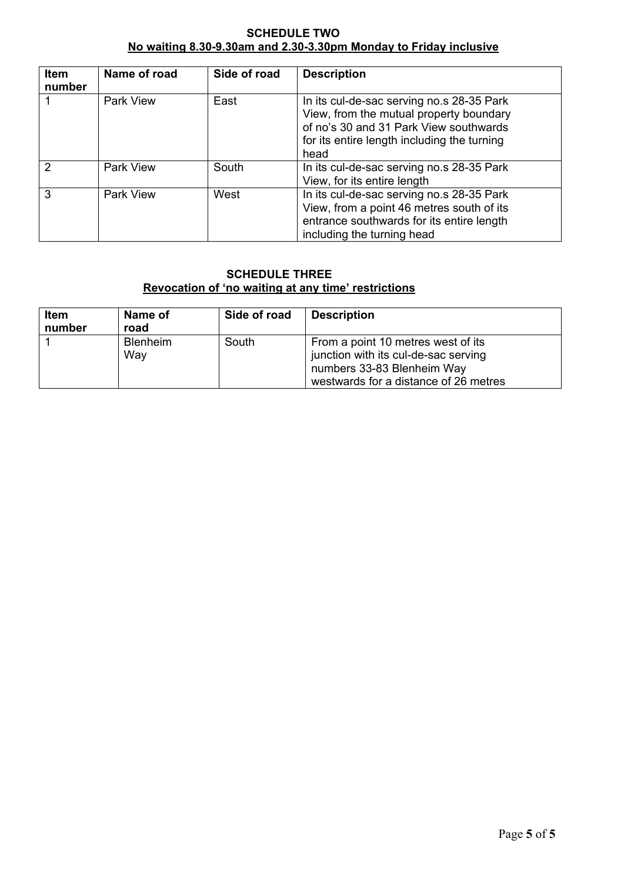## SCHEDULE TWO

**No waiting 8.30-9.30am and 2.30-3.30pm Monday to Friday inclusive**

| Item number | Name of road | Side of road | Description |
|---|---|---|---|
| 1 | Park View | East | In its cul-de-sac serving no.s 28-35 Park View, from the mutual property boundary of no's 30 and 31 Park View southwards for its entire length including the turning head |
| 2 | Park View | South | In its cul-de-sac serving no.s 28-35 Park View, for its entire length |
| 3 | Park View | West | In its cul-de-sac serving no.s 28-35 Park View, from a point 46 metres south of its entrance southwards for its entire length including the turning head |

## SCHEDULE THREE

**Revocation of 'no waiting at any time' restrictions**

| Item number | Name of road | Side of road | Description |
|---|---|---|---|
| 1 | Blenheim Way | South | From a point 10 metres west of its junction with its cul-de-sac serving numbers 33-83 Blenheim Way westwards for a distance of 26 metres |